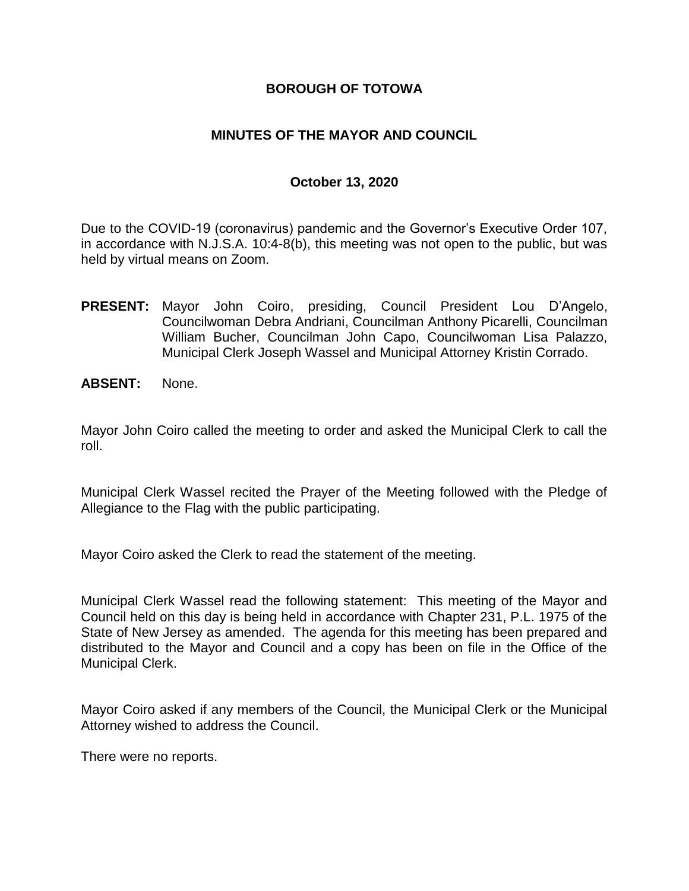# BOROUGH OF TOTOWA

## MINUTES OF THE MAYOR AND COUNCIL

### October 13, 2020

Due to the COVID-19 (coronavirus) pandemic and the Governor's Executive Order 107, in accordance with N.J.S.A. 10:4-8(b), this meeting was not open to the public, but was held by virtual means on Zoom.

**PRESENT:** Mayor John Coiro, presiding, Council President Lou D'Angelo, Councilwoman Debra Andriani, Councilman Anthony Picarelli, Councilman William Bucher, Councilman John Capo, Councilwoman Lisa Palazzo, Municipal Clerk Joseph Wassel and Municipal Attorney Kristin Corrado.

**ABSENT:** None.

Mayor John Coiro called the meeting to order and asked the Municipal Clerk to call the roll.

Municipal Clerk Wassel recited the Prayer of the Meeting followed with the Pledge of Allegiance to the Flag with the public participating.

Mayor Coiro asked the Clerk to read the statement of the meeting.

Municipal Clerk Wassel read the following statement: This meeting of the Mayor and Council held on this day is being held in accordance with Chapter 231, P.L. 1975 of the State of New Jersey as amended. The agenda for this meeting has been prepared and distributed to the Mayor and Council and a copy has been on file in the Office of the Municipal Clerk.

Mayor Coiro asked if any members of the Council, the Municipal Clerk or the Municipal Attorney wished to address the Council.

There were no reports.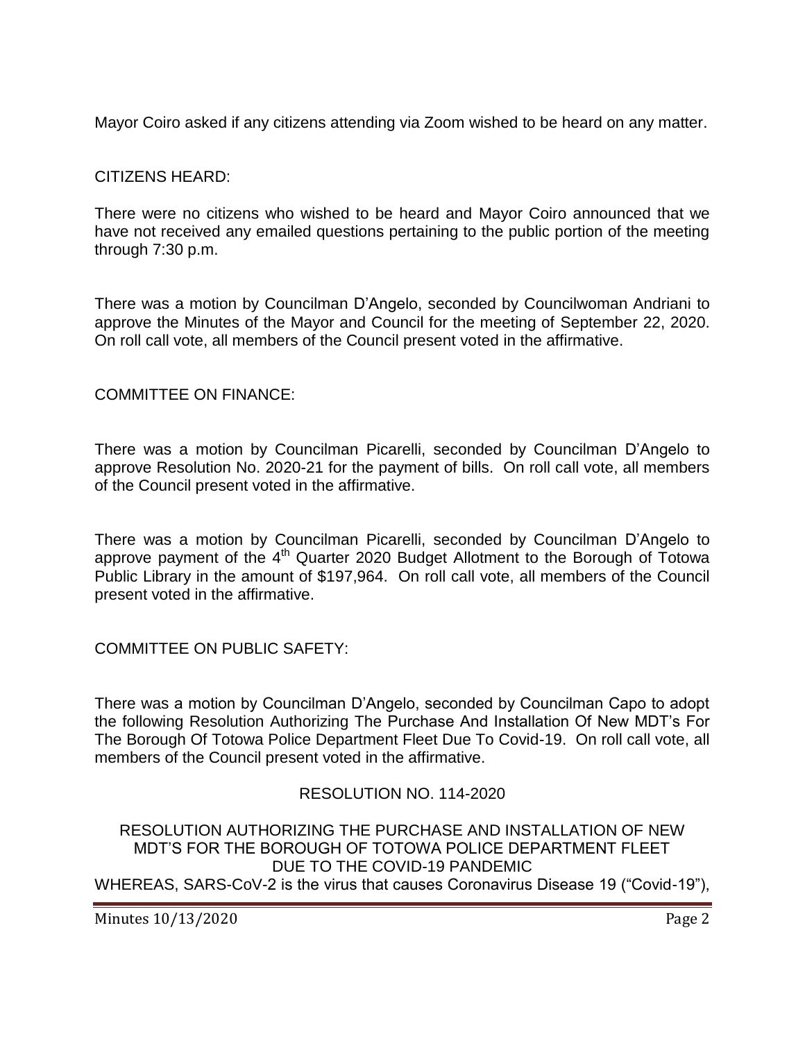Mayor Coiro asked if any citizens attending via Zoom wished to be heard on any matter.

CITIZENS HEARD:

There were no citizens who wished to be heard and Mayor Coiro announced that we have not received any emailed questions pertaining to the public portion of the meeting through 7:30 p.m.

There was a motion by Councilman D'Angelo, seconded by Councilwoman Andriani to approve the Minutes of the Mayor and Council for the meeting of September 22, 2020. On roll call vote, all members of the Council present voted in the affirmative.

COMMITTEE ON FINANCE:

There was a motion by Councilman Picarelli, seconded by Councilman D'Angelo to approve Resolution No. 2020-21 for the payment of bills. On roll call vote, all members of the Council present voted in the affirmative.

There was a motion by Councilman Picarelli, seconded by Councilman D'Angelo to approve payment of the 4th Quarter 2020 Budget Allotment to the Borough of Totowa Public Library in the amount of $197,964. On roll call vote, all members of the Council present voted in the affirmative.

COMMITTEE ON PUBLIC SAFETY:

There was a motion by Councilman D'Angelo, seconded by Councilman Capo to adopt the following Resolution Authorizing The Purchase And Installation Of New MDT's For The Borough Of Totowa Police Department Fleet Due To Covid-19. On roll call vote, all members of the Council present voted in the affirmative.

RESOLUTION NO. 114-2020

RESOLUTION AUTHORIZING THE PURCHASE AND INSTALLATION OF NEW MDT'S FOR THE BOROUGH OF TOTOWA POLICE DEPARTMENT FLEET DUE TO THE COVID-19 PANDEMIC

WHEREAS, SARS-CoV-2 is the virus that causes Coronavirus Disease 19 ("Covid-19"),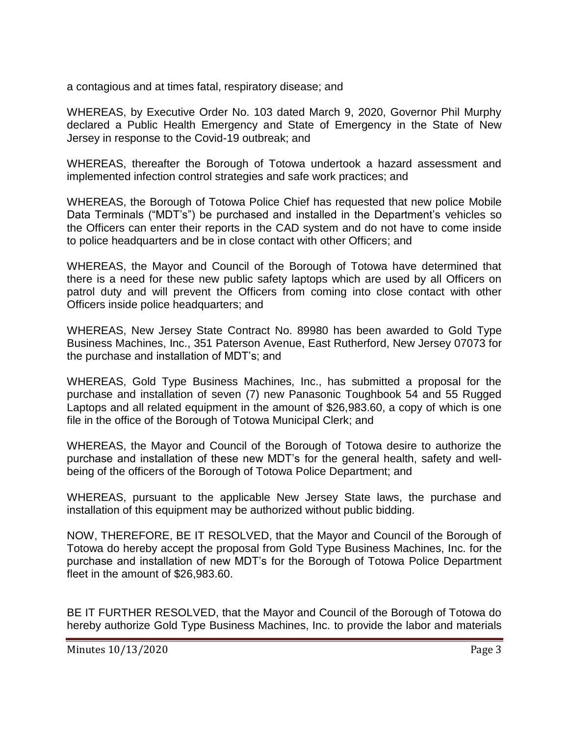a contagious and at times fatal, respiratory disease; and

WHEREAS, by Executive Order No. 103 dated March 9, 2020, Governor Phil Murphy declared a Public Health Emergency and State of Emergency in the State of New Jersey in response to the Covid-19 outbreak; and

WHEREAS, thereafter the Borough of Totowa undertook a hazard assessment and implemented infection control strategies and safe work practices; and

WHEREAS, the Borough of Totowa Police Chief has requested that new police Mobile Data Terminals ("MDT's") be purchased and installed in the Department's vehicles so the Officers can enter their reports in the CAD system and do not have to come inside to police headquarters and be in close contact with other Officers; and

WHEREAS, the Mayor and Council of the Borough of Totowa have determined that there is a need for these new public safety laptops which are used by all Officers on patrol duty and will prevent the Officers from coming into close contact with other Officers inside police headquarters; and

WHEREAS, New Jersey State Contract No. 89980 has been awarded to Gold Type Business Machines, Inc., 351 Paterson Avenue, East Rutherford, New Jersey 07073 for the purchase and installation of MDT's; and

WHEREAS, Gold Type Business Machines, Inc., has submitted a proposal for the purchase and installation of seven (7) new Panasonic Toughbook 54 and 55 Rugged Laptops and all related equipment in the amount of $26,983.60, a copy of which is one file in the office of the Borough of Totowa Municipal Clerk; and

WHEREAS, the Mayor and Council of the Borough of Totowa desire to authorize the purchase and installation of these new MDT's for the general health, safety and well-being of the officers of the Borough of Totowa Police Department; and

WHEREAS, pursuant to the applicable New Jersey State laws, the purchase and installation of this equipment may be authorized without public bidding.

NOW, THEREFORE, BE IT RESOLVED, that the Mayor and Council of the Borough of Totowa do hereby accept the proposal from Gold Type Business Machines, Inc. for the purchase and installation of new MDT's for the Borough of Totowa Police Department fleet in the amount of $26,983.60.

BE IT FURTHER RESOLVED, that the Mayor and Council of the Borough of Totowa do hereby authorize Gold Type Business Machines, Inc. to provide the labor and materials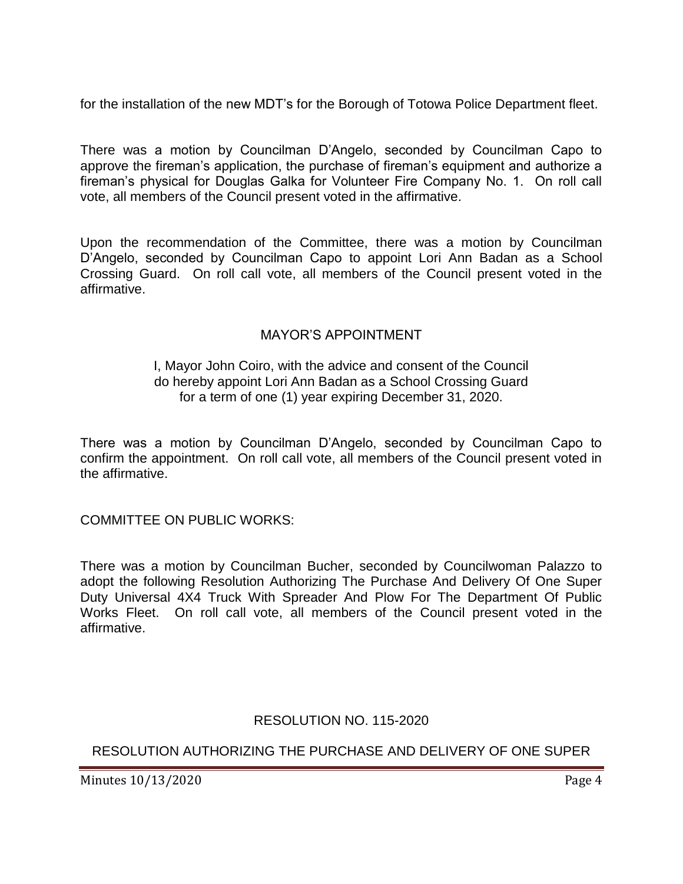for the installation of the new MDT's for the Borough of Totowa Police Department fleet.

There was a motion by Councilman D'Angelo, seconded by Councilman Capo to approve the fireman's application, the purchase of fireman's equipment and authorize a fireman's physical for Douglas Galka for Volunteer Fire Company No. 1. On roll call vote, all members of the Council present voted in the affirmative.

Upon the recommendation of the Committee, there was a motion by Councilman D'Angelo, seconded by Councilman Capo to appoint Lori Ann Badan as a School Crossing Guard. On roll call vote, all members of the Council present voted in the affirmative.

MAYOR'S APPOINTMENT

I, Mayor John Coiro, with the advice and consent of the Council do hereby appoint Lori Ann Badan as a School Crossing Guard for a term of one (1) year expiring December 31, 2020.

There was a motion by Councilman D'Angelo, seconded by Councilman Capo to confirm the appointment. On roll call vote, all members of the Council present voted in the affirmative.

COMMITTEE ON PUBLIC WORKS:

There was a motion by Councilman Bucher, seconded by Councilwoman Palazzo to adopt the following Resolution Authorizing The Purchase And Delivery Of One Super Duty Universal 4X4 Truck With Spreader And Plow For The Department Of Public Works Fleet. On roll call vote, all members of the Council present voted in the affirmative.

RESOLUTION NO. 115-2020

RESOLUTION AUTHORIZING THE PURCHASE AND DELIVERY OF ONE SUPER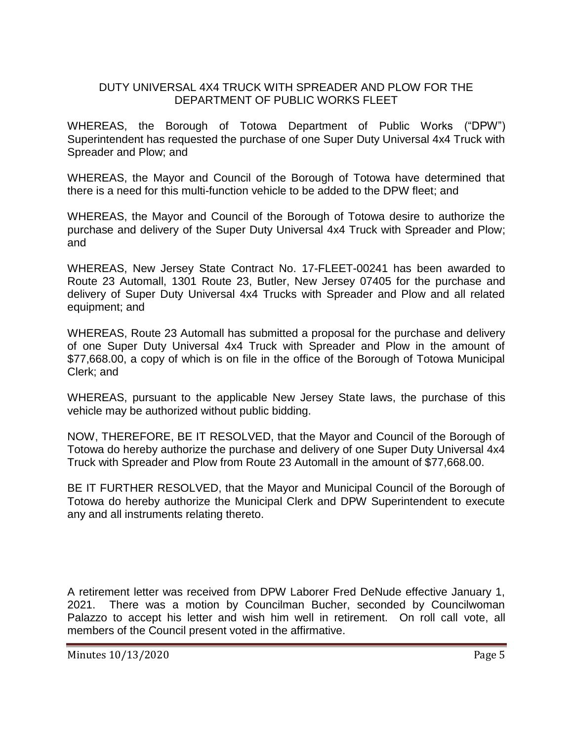DUTY UNIVERSAL 4X4 TRUCK WITH SPREADER AND PLOW FOR THE DEPARTMENT OF PUBLIC WORKS FLEET

WHEREAS, the Borough of Totowa Department of Public Works ("DPW") Superintendent has requested the purchase of one Super Duty Universal 4x4 Truck with Spreader and Plow; and

WHEREAS, the Mayor and Council of the Borough of Totowa have determined that there is a need for this multi-function vehicle to be added to the DPW fleet; and

WHEREAS, the Mayor and Council of the Borough of Totowa desire to authorize the purchase and delivery of the Super Duty Universal 4x4 Truck with Spreader and Plow; and

WHEREAS, New Jersey State Contract No. 17-FLEET-00241 has been awarded to Route 23 Automall, 1301 Route 23, Butler, New Jersey 07405 for the purchase and delivery of Super Duty Universal 4x4 Trucks with Spreader and Plow and all related equipment; and

WHEREAS, Route 23 Automall has submitted a proposal for the purchase and delivery of one Super Duty Universal 4x4 Truck with Spreader and Plow in the amount of $77,668.00, a copy of which is on file in the office of the Borough of Totowa Municipal Clerk; and

WHEREAS, pursuant to the applicable New Jersey State laws, the purchase of this vehicle may be authorized without public bidding.

NOW, THEREFORE, BE IT RESOLVED, that the Mayor and Council of the Borough of Totowa do hereby authorize the purchase and delivery of one Super Duty Universal 4x4 Truck with Spreader and Plow from Route 23 Automall in the amount of $77,668.00.

BE IT FURTHER RESOLVED, that the Mayor and Municipal Council of the Borough of Totowa do hereby authorize the Municipal Clerk and DPW Superintendent to execute any and all instruments relating thereto.

A retirement letter was received from DPW Laborer Fred DeNude effective January 1, 2021. There was a motion by Councilman Bucher, seconded by Councilwoman Palazzo to accept his letter and wish him well in retirement. On roll call vote, all members of the Council present voted in the affirmative.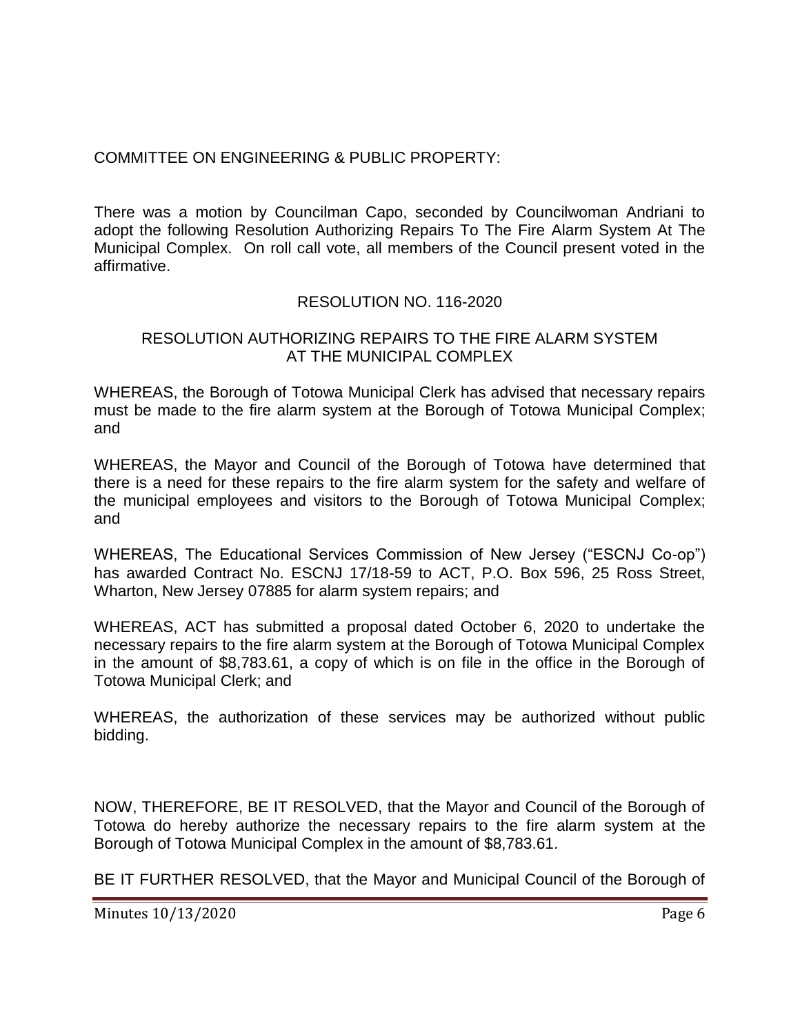COMMITTEE ON ENGINEERING & PUBLIC PROPERTY:

There was a motion by Councilman Capo, seconded by Councilwoman Andriani to adopt the following Resolution Authorizing Repairs To The Fire Alarm System At The Municipal Complex. On roll call vote, all members of the Council present voted in the affirmative.

RESOLUTION NO. 116-2020

RESOLUTION AUTHORIZING REPAIRS TO THE FIRE ALARM SYSTEM AT THE MUNICIPAL COMPLEX

WHEREAS, the Borough of Totowa Municipal Clerk has advised that necessary repairs must be made to the fire alarm system at the Borough of Totowa Municipal Complex; and

WHEREAS, the Mayor and Council of the Borough of Totowa have determined that there is a need for these repairs to the fire alarm system for the safety and welfare of the municipal employees and visitors to the Borough of Totowa Municipal Complex; and

WHEREAS, The Educational Services Commission of New Jersey ("ESCNJ Co-op") has awarded Contract No. ESCNJ 17/18-59 to ACT, P.O. Box 596, 25 Ross Street, Wharton, New Jersey 07885 for alarm system repairs; and

WHEREAS, ACT has submitted a proposal dated October 6, 2020 to undertake the necessary repairs to the fire alarm system at the Borough of Totowa Municipal Complex in the amount of $8,783.61, a copy of which is on file in the office in the Borough of Totowa Municipal Clerk; and

WHEREAS, the authorization of these services may be authorized without public bidding.

NOW, THEREFORE, BE IT RESOLVED, that the Mayor and Council of the Borough of Totowa do hereby authorize the necessary repairs to the fire alarm system at the Borough of Totowa Municipal Complex in the amount of $8,783.61.

BE IT FURTHER RESOLVED, that the Mayor and Municipal Council of the Borough of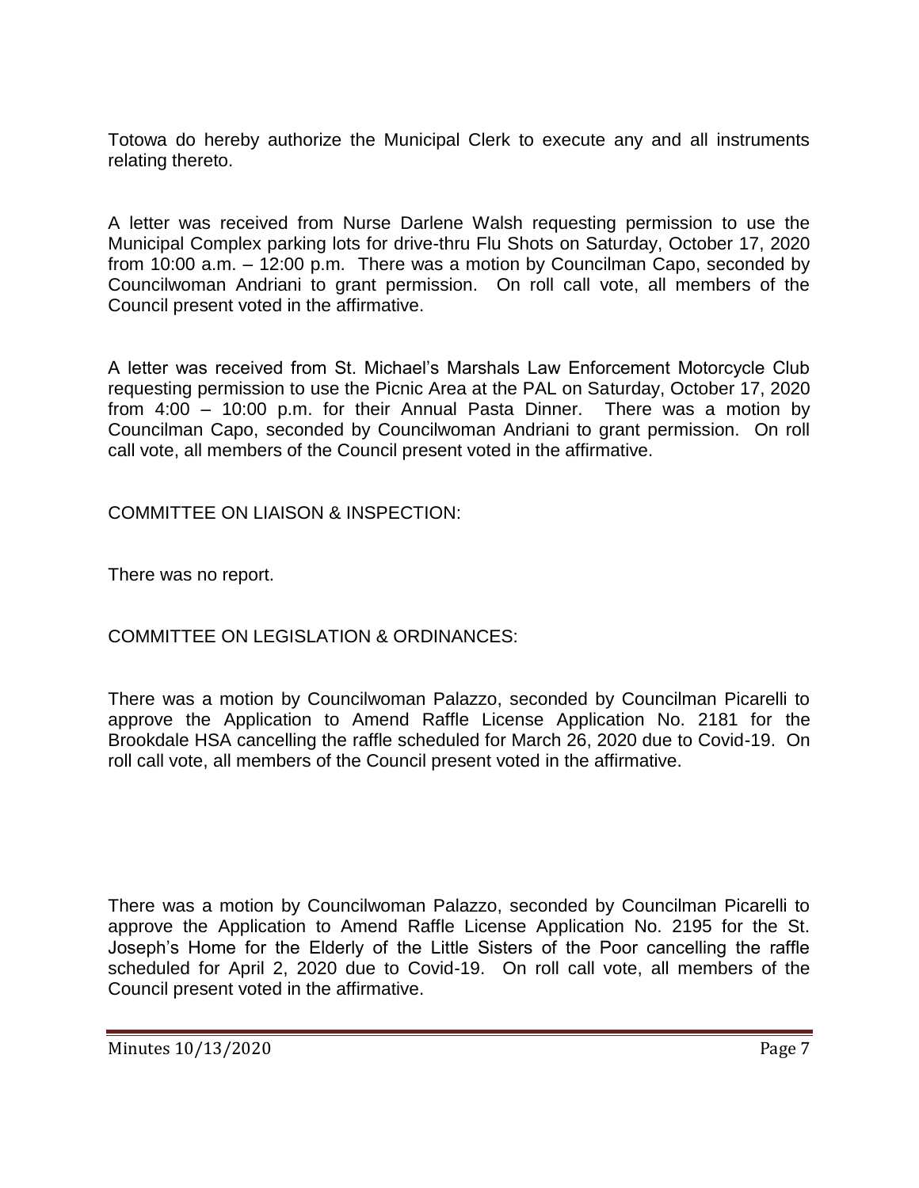Totowa do hereby authorize the Municipal Clerk to execute any and all instruments relating thereto.

A letter was received from Nurse Darlene Walsh requesting permission to use the Municipal Complex parking lots for drive-thru Flu Shots on Saturday, October 17, 2020 from 10:00 a.m. – 12:00 p.m. There was a motion by Councilman Capo, seconded by Councilwoman Andriani to grant permission. On roll call vote, all members of the Council present voted in the affirmative.

A letter was received from St. Michael's Marshals Law Enforcement Motorcycle Club requesting permission to use the Picnic Area at the PAL on Saturday, October 17, 2020 from 4:00 – 10:00 p.m. for their Annual Pasta Dinner. There was a motion by Councilman Capo, seconded by Councilwoman Andriani to grant permission. On roll call vote, all members of the Council present voted in the affirmative.

COMMITTEE ON LIAISON & INSPECTION:

There was no report.

COMMITTEE ON LEGISLATION & ORDINANCES:

There was a motion by Councilwoman Palazzo, seconded by Councilman Picarelli to approve the Application to Amend Raffle License Application No. 2181 for the Brookdale HSA cancelling the raffle scheduled for March 26, 2020 due to Covid-19. On roll call vote, all members of the Council present voted in the affirmative.

There was a motion by Councilwoman Palazzo, seconded by Councilman Picarelli to approve the Application to Amend Raffle License Application No. 2195 for the St. Joseph's Home for the Elderly of the Little Sisters of the Poor cancelling the raffle scheduled for April 2, 2020 due to Covid-19. On roll call vote, all members of the Council present voted in the affirmative.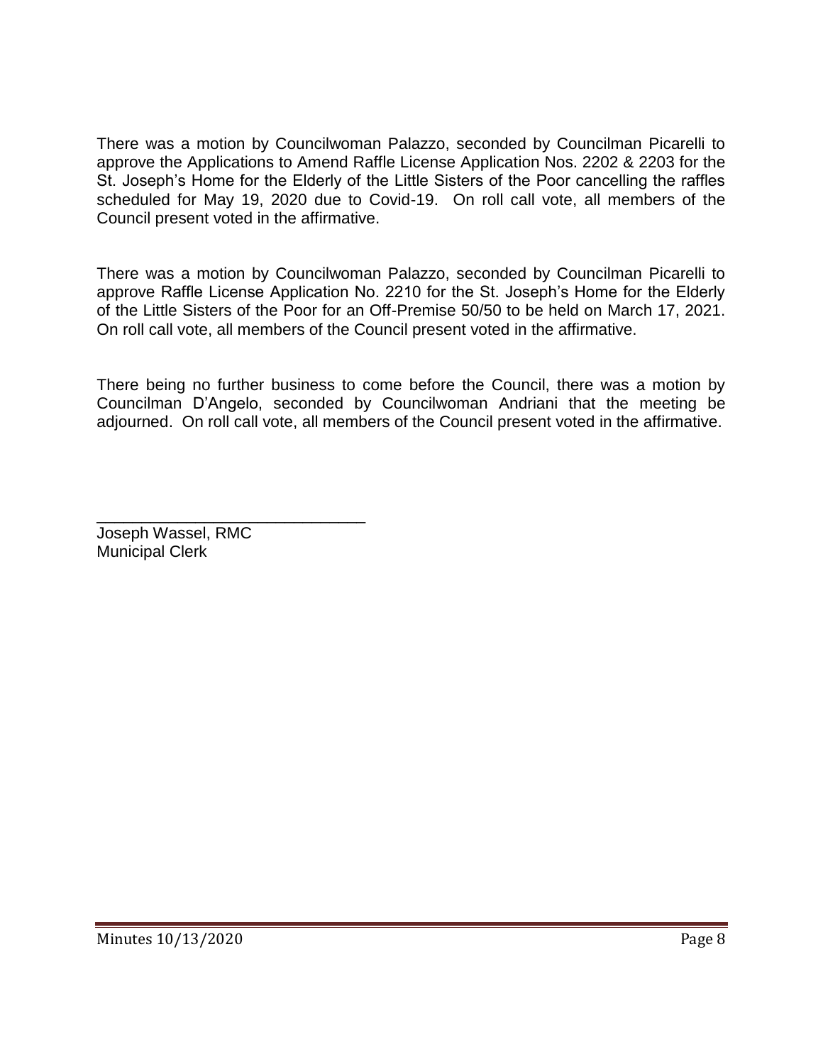There was a motion by Councilwoman Palazzo, seconded by Councilman Picarelli to approve the Applications to Amend Raffle License Application Nos. 2202 & 2203 for the St. Joseph's Home for the Elderly of the Little Sisters of the Poor cancelling the raffles scheduled for May 19, 2020 due to Covid-19. On roll call vote, all members of the Council present voted in the affirmative.

There was a motion by Councilwoman Palazzo, seconded by Councilman Picarelli to approve Raffle License Application No. 2210 for the St. Joseph's Home for the Elderly of the Little Sisters of the Poor for an Off-Premise 50/50 to be held on March 17, 2021. On roll call vote, all members of the Council present voted in the affirmative.

There being no further business to come before the Council, there was a motion by Councilman D'Angelo, seconded by Councilwoman Andriani that the meeting be adjourned. On roll call vote, all members of the Council present voted in the affirmative.

_______________________________
Joseph Wassel, RMC
Municipal Clerk